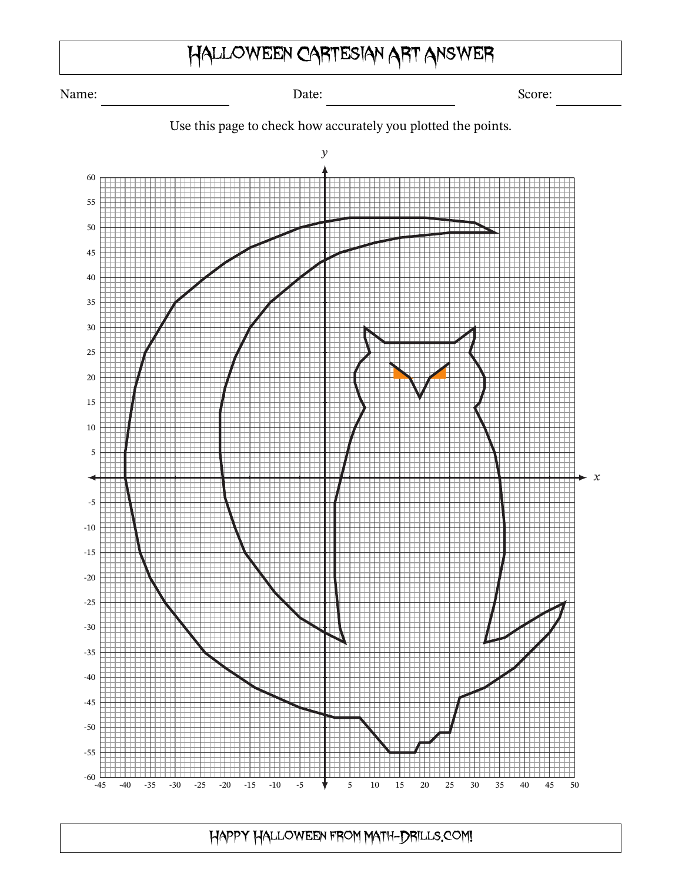# Halloween Cartesian Art Answer

Name: ____________________ Date: ____________________ Score: __________

Use this page to check how accurately you plotted the points.

Happy Halloween from Math-Drills.com!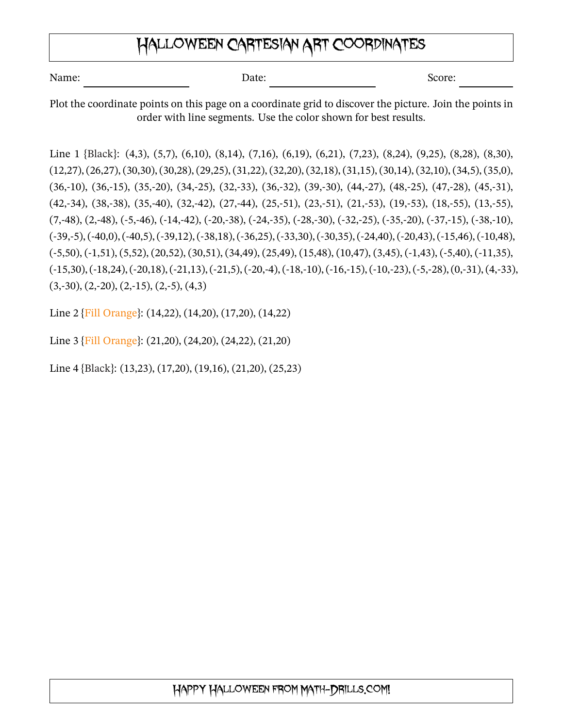# Halloween Cartesian Art Coordinates

Name: ________________ Date: ________________ Score: ________

Plot the coordinate points on this page on a coordinate grid to discover the picture. Join the points in order with line segments. Use the color shown for best results.

Line 1 {Black}: (4,3), (5,7), (6,10), (8,14), (7,16), (6,19), (6,21), (7,23), (8,24), (9,25), (8,28), (8,30), (12,27), (26,27), (30,30), (30,28), (29,25), (31,22), (32,20), (32,18), (31,15), (30,14), (32,10), (34,5), (35,0), (36,-10), (36,-15), (35,-20), (34,-25), (32,-33), (36,-32), (39,-30), (44,-27), (48,-25), (47,-28), (45,-31), (42,-34), (38,-38), (35,-40), (32,-42), (27,-44), (25,-51), (23,-51), (21,-53), (19,-53), (18,-55), (13,-55), (7,-48), (2,-48), (-5,-46), (-14,-42), (-20,-38), (-24,-35), (-28,-30), (-32,-25), (-35,-20), (-37,-15), (-38,-10), (-39,-5), (-40,0), (-40,5), (-39,12), (-38,18), (-36,25), (-33,30), (-30,35), (-24,40), (-20,43), (-15,46), (-10,48), (-5,50), (-1,51), (5,52), (20,52), (30,51), (34,49), (25,49), (15,48), (10,47), (3,45), (-1,43), (-5,40), (-11,35), (-15,30), (-18,24), (-20,18), (-21,13), (-21,5), (-20,-4), (-18,-10), (-16,-15), (-10,-23), (-5,-28), (0,-31), (4,-33), (3,-30), (2,-20), (2,-15), (2,-5), (4,3)

Line 2 {Fill Orange}: (14,22), (14,20), (17,20), (14,22)

Line 3 {Fill Orange}: (21,20), (24,20), (24,22), (21,20)

Line 4 {Black}: (13,23), (17,20), (19,16), (21,20), (25,23)

Happy Halloween from Math-Drills.com!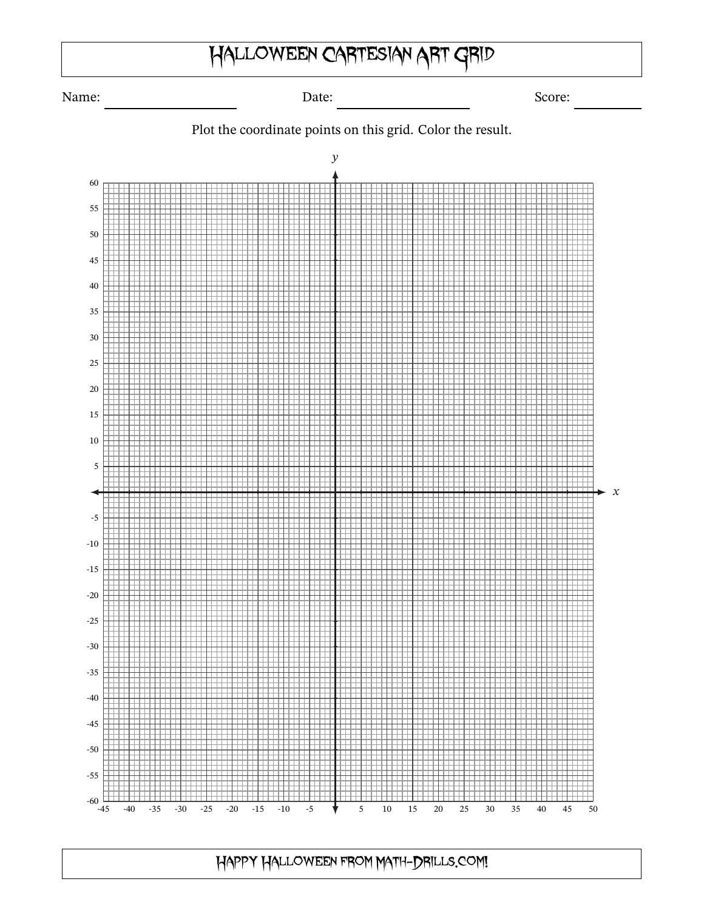# Halloween Cartesian Art Grid

Name: ________________ Date: ________________ Score: ________

Plot the coordinate points on this grid. Color the result.

y

x

60
55
50
45
40
35
30
25
20
15
10
5
-5
-10
-15
-20
-25
-30
-35
-40
-45
-50
-55
-60

-45 -40 -35 -30 -25 -20 -15 -10 -5 5 10 15 20 25 30 35 40 45 50

Happy Halloween from Math-Drills.com!